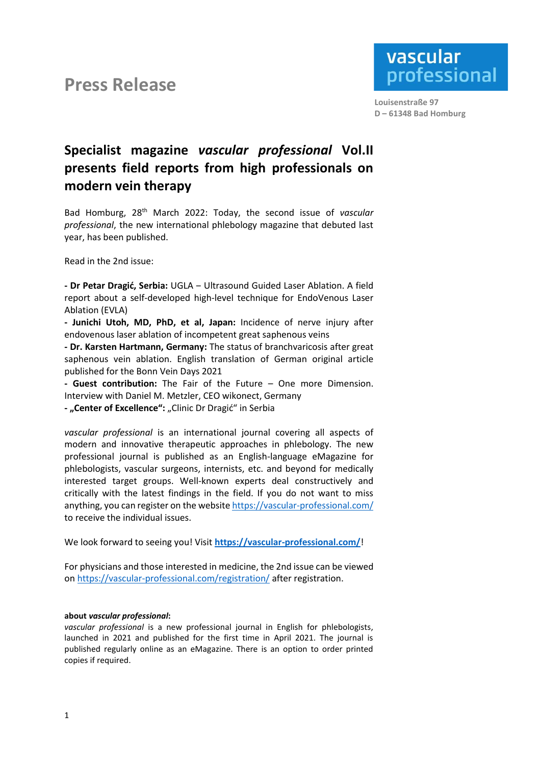# Press Release

**vascular professional**

**Louisenstraße 97**
**D – 61348 Bad Homburg**

## Specialist magazine *vascular professional* Vol.II presents field reports from high professionals on modern vein therapy

Bad Homburg, 28th March 2022: Today, the second issue of *vascular professional*, the new international phlebology magazine that debuted last year, has been published.

Read in the 2nd issue:

**- Dr Petar Dragić, Serbia:** UGLA – Ultrasound Guided Laser Ablation. A field report about a self-developed high-level technique for EndoVenous Laser Ablation (EVLA)
**- Junichi Utoh, MD, PhD, et al, Japan:** Incidence of nerve injury after endovenous laser ablation of incompetent great saphenous veins
**- Dr. Karsten Hartmann, Germany:** The status of branchvaricosis after great saphenous vein ablation. English translation of German original article published for the Bonn Vein Days 2021
**- Guest contribution:** The Fair of the Future – One more Dimension. Interview with Daniel M. Metzler, CEO wikonect, Germany
**- „Center of Excellence":** „Clinic Dr Dragić" in Serbia

*vascular professional* is an international journal covering all aspects of modern and innovative therapeutic approaches in phlebology. The new professional journal is published as an English-language eMagazine for phlebologists, vascular surgeons, internists, etc. and beyond for medically interested target groups. Well-known experts deal constructively and critically with the latest findings in the field. If you do not want to miss anything, you can register on the website https://vascular-professional.com/ to receive the individual issues.

We look forward to seeing you! Visit **https://vascular-professional.com/**!

For physicians and those interested in medicine, the 2nd issue can be viewed on https://vascular-professional.com/registration/ after registration.

**about *vascular professional*:**
*vascular professional* is a new professional journal in English for phlebologists, launched in 2021 and published for the first time in April 2021. The journal is published regularly online as an eMagazine. There is an option to order printed copies if required.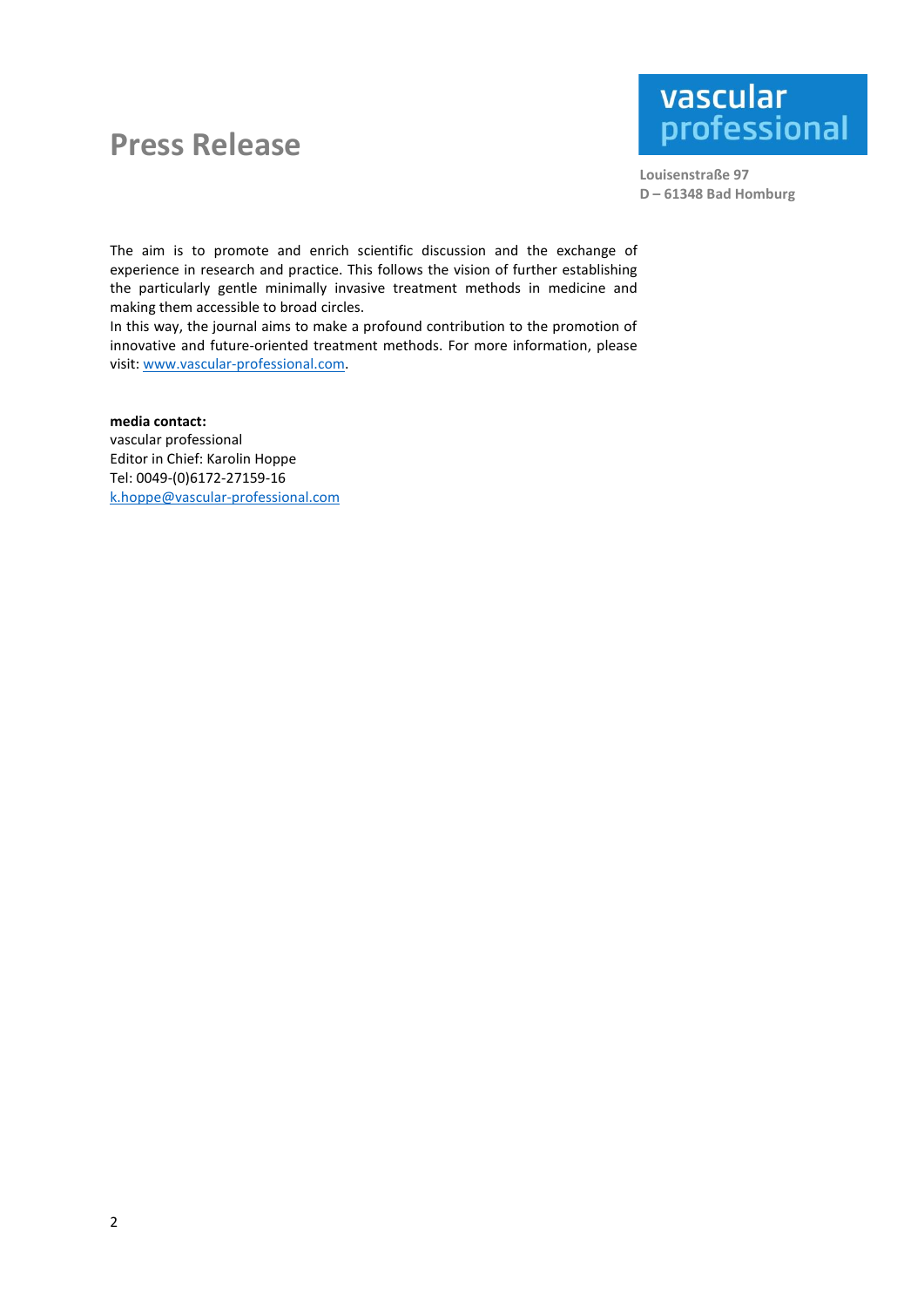# Press Release

vascular professional

**Louisenstraße 97**
**D – 61348 Bad Homburg**

The aim is to promote and enrich scientific discussion and the exchange of experience in research and practice. This follows the vision of further establishing the particularly gentle minimally invasive treatment methods in medicine and making them accessible to broad circles.
In this way, the journal aims to make a profound contribution to the promotion of innovative and future-oriented treatment methods. For more information, please visit: [www.vascular-professional.com](www.vascular-professional.com).

**media contact:**
vascular professional
Editor in Chief: Karolin Hoppe
Tel: 0049-(0)6172-27159-16
[k.hoppe@vascular-professional.com](mailto:k.hoppe@vascular-professional.com)